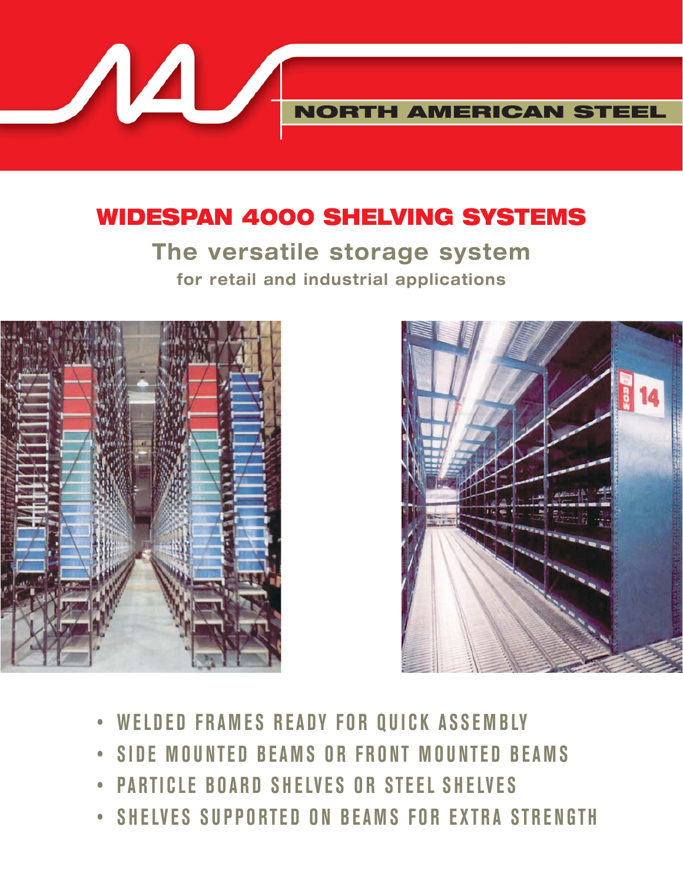NORTH AMERICAN STEEL

# WIDESPAN 4000 SHELVING SYSTEMS

## The versatile storage system

### for retail and industrial applications

- WELDED FRAMES READY FOR QUICK ASSEMBLY
- SIDE MOUNTED BEAMS OR FRONT MOUNTED BEAMS
- PARTICLE BOARD SHELVES OR STEEL SHELVES
- SHELVES SUPPORTED ON BEAMS FOR EXTRA STRENGTH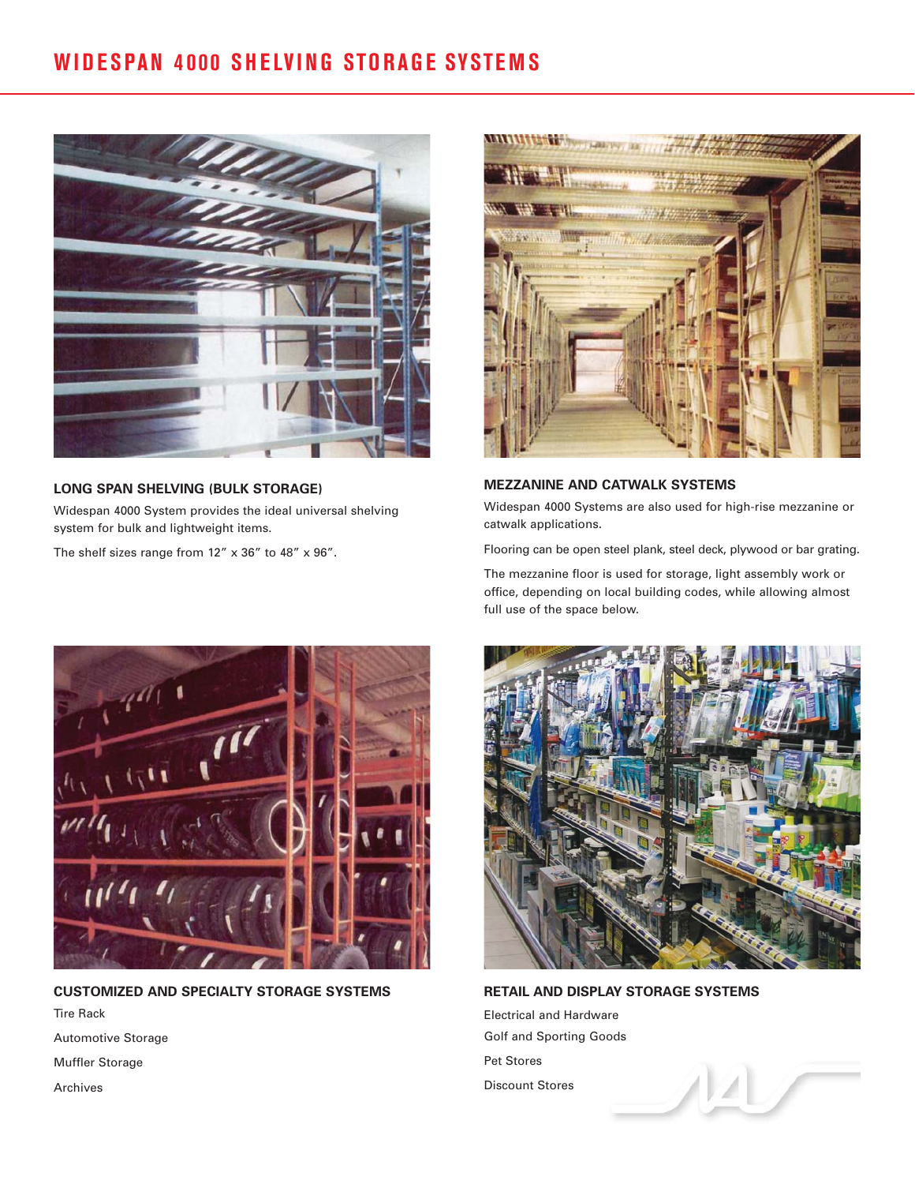# WIDESPAN 4000 SHELVING STORAGE SYSTEMS

### LONG SPAN SHELVING (BULK STORAGE)

Widespan 4000 System provides the ideal universal shelving system for bulk and lightweight items.

The shelf sizes range from 12″ x 36″ to 48″ x 96″.

### MEZZANINE AND CATWALK SYSTEMS

Widespan 4000 Systems are also used for high-rise mezzanine or catwalk applications.

Flooring can be open steel plank, steel deck, plywood or bar grating.

The mezzanine floor is used for storage, light assembly work or office, depending on local building codes, while allowing almost full use of the space below.

### CUSTOMIZED AND SPECIALTY STORAGE SYSTEMS

Tire Rack

Automotive Storage

Muffler Storage

Archives

### RETAIL AND DISPLAY STORAGE SYSTEMS

Electrical and Hardware

Golf and Sporting Goods

Pet Stores

Discount Stores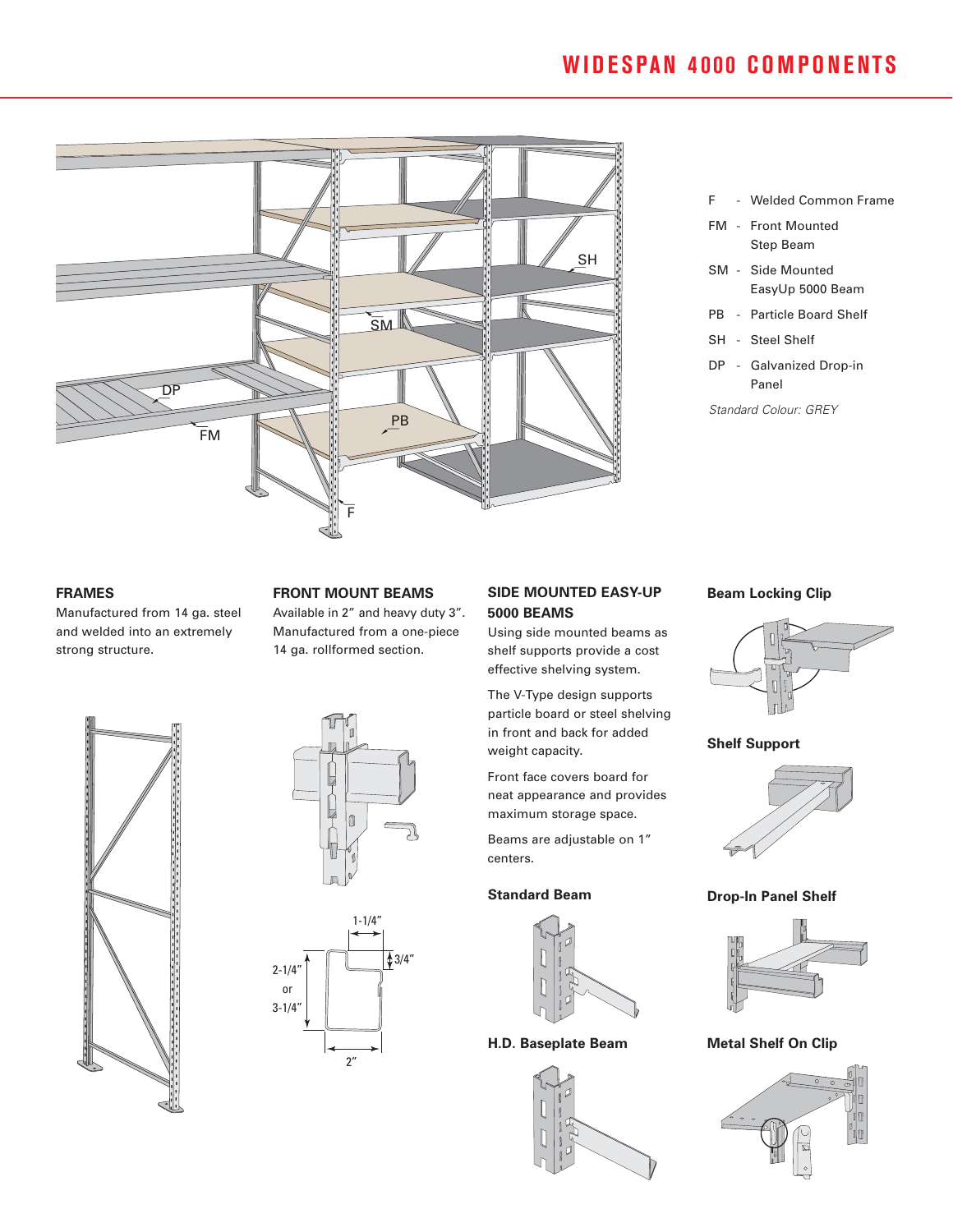# WIDESPAN 4000 COMPONENTS

- F - Welded Common Frame
- FM - Front Mounted Step Beam
- SM - Side Mounted EasyUp 5000 Beam
- PB - Particle Board Shelf
- SH - Steel Shelf
- DP - Galvanized Drop-in Panel

*Standard Colour: GREY*

### FRAMES

Manufactured from 14 ga. steel and welded into an extremely strong structure.

### FRONT MOUNT BEAMS

Available in 2" and heavy duty 3". Manufactured from a one-piece 14 ga. rollformed section.

1-1/4"

3/4"

2-1/4" or 3-1/4"

2"

### SIDE MOUNTED EASY-UP 5000 BEAMS

Using side mounted beams as shelf supports provide a cost effective shelving system.

The V-Type design supports particle board or steel shelving in front and back for added weight capacity.

Front face covers board for neat appearance and provides maximum storage space.

Beams are adjustable on 1" centers.

**Standard Beam**

**H.D. Baseplate Beam**

**Beam Locking Clip**

**Shelf Support**

**Drop-In Panel Shelf**

**Metal Shelf On Clip**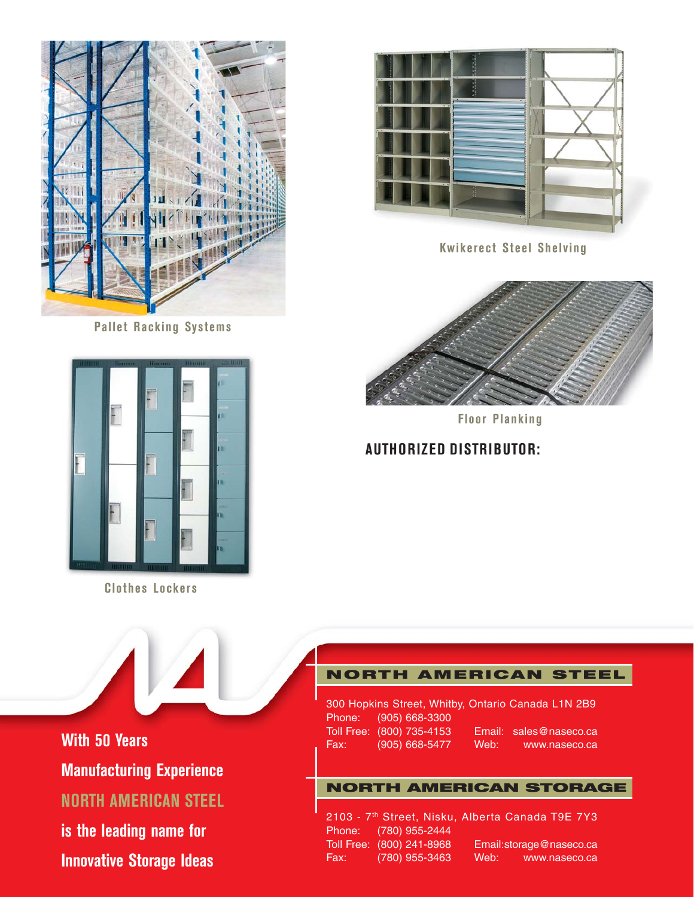Pallet Racking Systems

Kwikerect Steel Shelving

Floor Planking

Clothes Lockers

**AUTHORIZED DISTRIBUTOR:**

**With 50 Years**

**Manufacturing Experience**

**NORTH AMERICAN STEEL**

**is the leading name for**

**Innovative Storage Ideas**

## NORTH AMERICAN STEEL

300 Hopkins Street, Whitby, Ontario Canada L1N 2B9
Phone: (905) 668-3300
Toll Free: (800) 735-4153
Fax: (905) 668-5477
Email: sales@naseco.ca
Web: www.naseco.ca

## NORTH AMERICAN STORAGE

2103 - 7th Street, Nisku, Alberta Canada T9E 7Y3
Phone: (780) 955-2444
Toll Free: (800) 241-8968
Fax: (780) 955-3463
Email:storage@naseco.ca
Web: www.naseco.ca